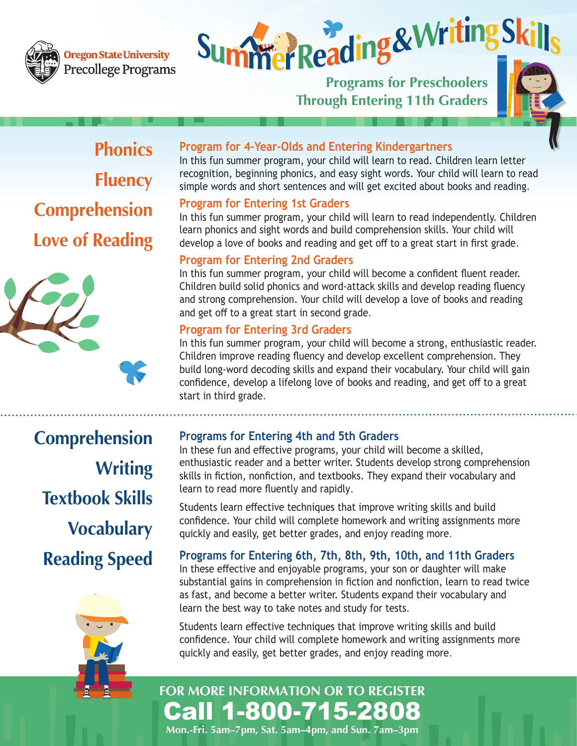Oregon State University Precollege Programs

# Summer Reading & Writing Skills

## Programs for Preschoolers Through Entering 11th Graders

**Phonics**

**Fluency**

**Comprehension**

**Love of Reading**

### Program for 4-Year-Olds and Entering Kindergartners

In this fun summer program, your child will learn to read. Children learn letter recognition, beginning phonics, and easy sight words. Your child will learn to read simple words and short sentences and will get excited about books and reading.

### Program for Entering 1st Graders

In this fun summer program, your child will learn to read independently. Children learn phonics and sight words and build comprehension skills. Your child will develop a love of books and reading and get off to a great start in first grade.

### Program for Entering 2nd Graders

In this fun summer program, your child will become a confident fluent reader. Children build solid phonics and word-attack skills and develop reading fluency and strong comprehension. Your child will develop a love of books and reading and get off to a great start in second grade.

### Program for Entering 3rd Graders

In this fun summer program, your child will become a strong, enthusiastic reader. Children improve reading fluency and develop excellent comprehension. They build long-word decoding skills and expand their vocabulary. Your child will gain confidence, develop a lifelong love of books and reading, and get off to a great start in third grade.

---

**Comprehension**

**Writing**

**Textbook Skills**

**Vocabulary**

**Reading Speed**

### Programs for Entering 4th and 5th Graders

In these fun and effective programs, your child will become a skilled, enthusiastic reader and a better writer. Students develop strong comprehension skills in fiction, nonfiction, and textbooks. They expand their vocabulary and learn to read more fluently and rapidly.

Students learn effective techniques that improve writing skills and build confidence. Your child will complete homework and writing assignments more quickly and easily, get better grades, and enjoy reading more.

### Programs for Entering 6th, 7th, 8th, 9th, 10th, and 11th Graders

In these effective and enjoyable programs, your son or daughter will make substantial gains in comprehension in fiction and nonfiction, learn to read twice as fast, and become a better writer. Students expand their vocabulary and learn the best way to take notes and study for tests.

Students learn effective techniques that improve writing skills and build confidence. Your child will complete homework and writing assignments more quickly and easily, get better grades, and enjoy reading more.

**FOR MORE INFORMATION OR TO REGISTER**

# Call 1-800-715-2808

**Mon.-Fri. 5am–7pm, Sat. 5am–4pm, and Sun. 7am–3pm**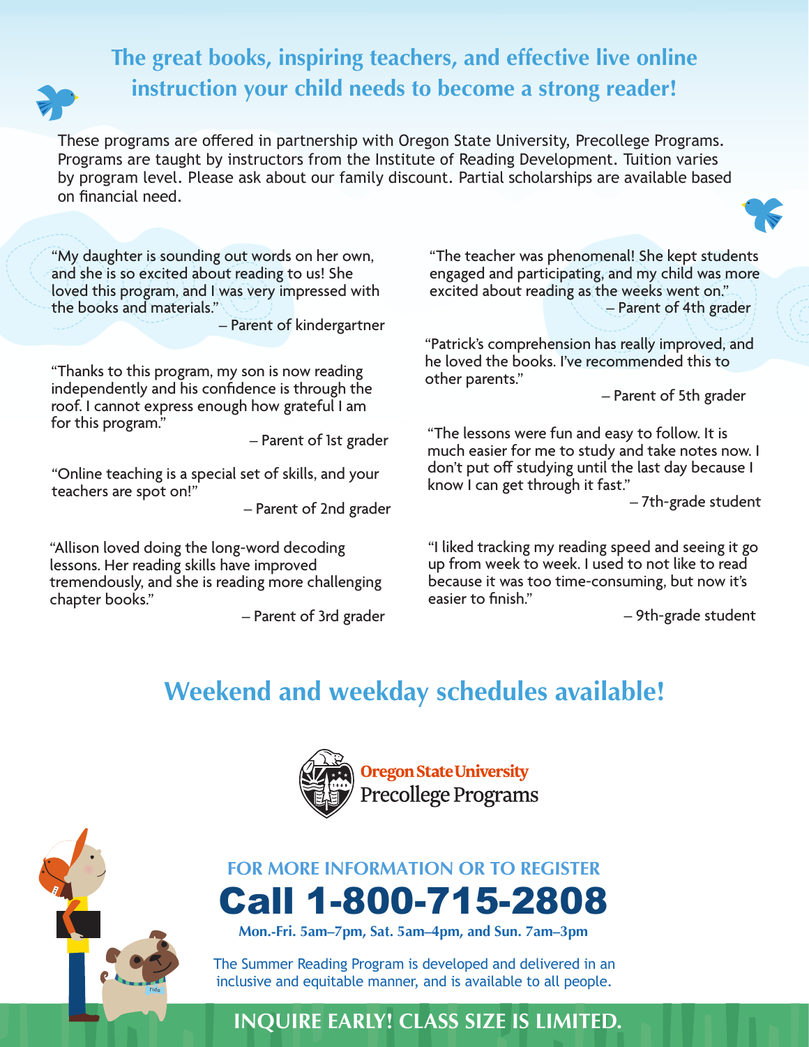## The great books, inspiring teachers, and effective live online instruction your child needs to become a strong reader!

These programs are offered in partnership with Oregon State University, Precollege Programs. Programs are taught by instructors from the Institute of Reading Development. Tuition varies by program level. Please ask about our family discount. Partial scholarships are available based on financial need.

"My daughter is sounding out words on her own, and she is so excited about reading to us! She loved this program, and I was very impressed with the books and materials."

– Parent of kindergartner

"Thanks to this program, my son is now reading independently and his confidence is through the roof. I cannot express enough how grateful I am for this program."

– Parent of 1st grader

"Online teaching is a special set of skills, and your teachers are spot on!"

– Parent of 2nd grader

"Allison loved doing the long-word decoding lessons. Her reading skills have improved tremendously, and she is reading more challenging chapter books."

– Parent of 3rd grader

"The teacher was phenomenal! She kept students engaged and participating, and my child was more excited about reading as the weeks went on."

– Parent of 4th grader

"Patrick's comprehension has really improved, and he loved the books. I've recommended this to other parents."

– Parent of 5th grader

"The lessons were fun and easy to follow. It is much easier for me to study and take notes now. I don't put off studying until the last day because I know I can get through it fast."

– 7th-grade student

"I liked tracking my reading speed and seeing it go up from week to week. I used to not like to read because it was too time-consuming, but now it's easier to finish."

– 9th-grade student

## Weekend and weekday schedules available!

Oregon State University
Precollege Programs

FOR MORE INFORMATION OR TO REGISTER

# Call 1-800-715-2808

**Mon.-Fri. 5am–7pm, Sat. 5am–4pm, and Sun. 7am–3pm**

The Summer Reading Program is developed and delivered in an inclusive and equitable manner, and is available to all people.

**INQUIRE EARLY! CLASS SIZE IS LIMITED.**